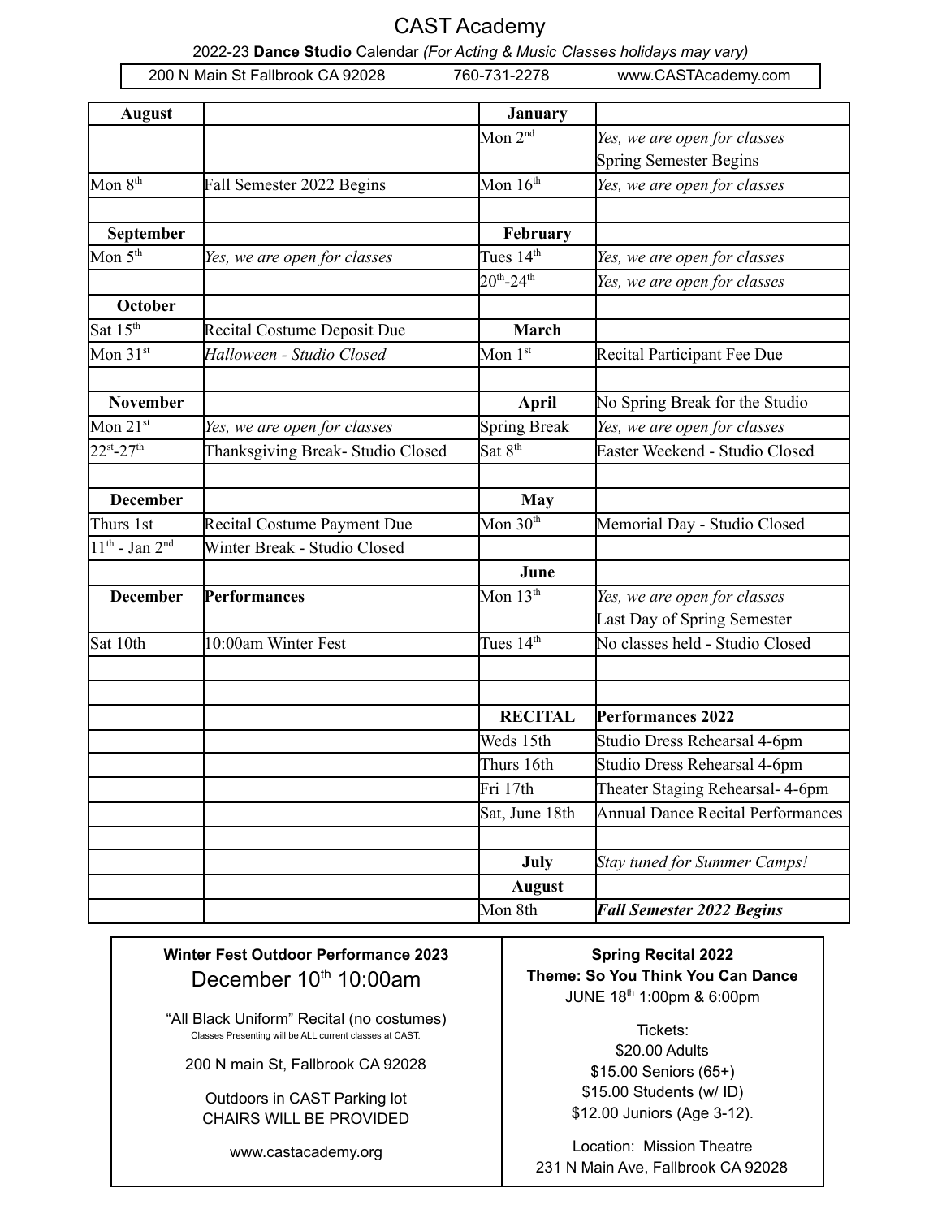# CAST Academy

2022-23 **Dance Studio** Calendar *(For Acting & Music Classes holidays may vary)*

200 N Main St Fallbrook CA 92028 | 760-731-2278 | www.CASTAcademy.com

| **August** | | **January** | |
|---|---|---|---|
| | | Mon 2nd | *Yes, we are open for classes* Spring Semester Begins |
| Mon 8th | Fall Semester 2022 Begins | Mon 16th | *Yes, we are open for classes* |
| | | | |
| **September** | | **February** | |
| Mon 5th | *Yes, we are open for classes* | Tues 14th | *Yes, we are open for classes* |
| | | 20th-24th | *Yes, we are open for classes* |
| **October** | | | |
| Sat 15th | Recital Costume Deposit Due | **March** | |
| Mon 31st | *Halloween - Studio Closed* | Mon 1st | Recital Participant Fee Due |
| | | | |
| **November** | | **April** | No Spring Break for the Studio |
| Mon 21st | *Yes, we are open for classes* | Spring Break | *Yes, we are open for classes* |
| 22st-27th | Thanksgiving Break- Studio Closed | Sat 8th | Easter Weekend - Studio Closed |
| | | | |
| **December** | | **May** | |
| Thurs 1st | Recital Costume Payment Due | Mon 30th | Memorial Day - Studio Closed |
| 11th - Jan 2nd | Winter Break - Studio Closed | | |
| | | **June** | |
| **December** | **Performances** | Mon 13th | *Yes, we are open for classes* Last Day of Spring Semester |
| Sat 10th | 10:00am Winter Fest | Tues 14th | No classes held - Studio Closed |
| | | | |
| | | | |
| | | **RECITAL** | **Performances 2022** |
| | | Weds 15th | Studio Dress Rehearsal 4-6pm |
| | | Thurs 16th | Studio Dress Rehearsal 4-6pm |
| | | Fri 17th | Theater Staging Rehearsal- 4-6pm |
| | | Sat, June 18th | Annual Dance Recital Performances |
| | | | |
| | | **July** | *Stay tuned for Summer Camps!* |
| | | **August** | |
| | | Mon 8th | ***Fall Semester 2022 Begins*** |

**Winter Fest Outdoor Performance 2023**

December 10th 10:00am

"All Black Uniform" Recital (no costumes)

Classes Presenting will be ALL current classes at CAST.

200 N main St, Fallbrook CA 92028

Outdoors in CAST Parking lot
CHAIRS WILL BE PROVIDED

www.castacademy.org

**Spring Recital 2022**
**Theme: So You Think You Can Dance**
JUNE 18th 1:00pm & 6:00pm

Tickets:
$20.00 Adults
$15.00 Seniors (65+)
$15.00 Students (w/ ID)
$12.00 Juniors (Age 3-12).

Location: Mission Theatre
231 N Main Ave, Fallbrook CA 92028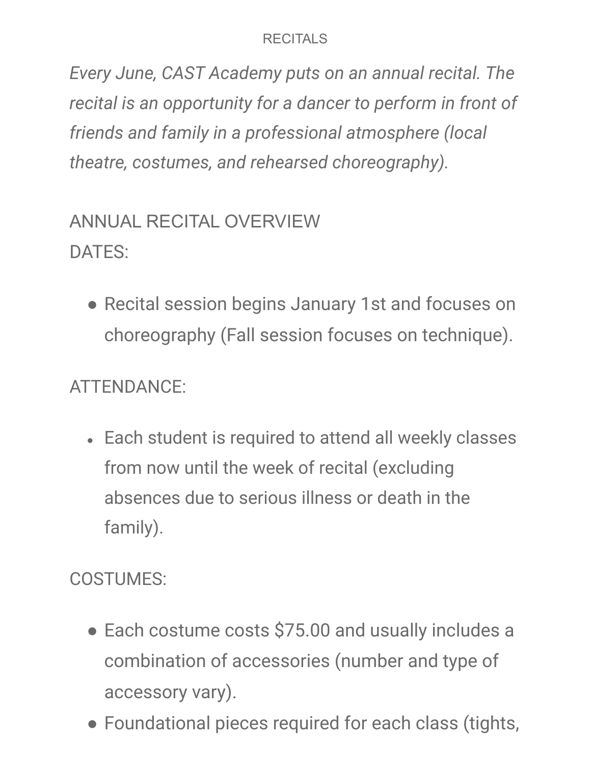## RECITALS

*Every June, CAST Academy puts on an annual recital. The recital is an opportunity for a dancer to perform in front of friends and family in a professional atmosphere (local theatre, costumes, and rehearsed choreography).*

### ANNUAL RECITAL OVERVIEW

DATES:

- Recital session begins January 1st and focuses on choreography (Fall session focuses on technique).

ATTENDANCE:

- Each student is required to attend all weekly classes from now until the week of recital (excluding absences due to serious illness or death in the family).

COSTUMES:

- Each costume costs $75.00 and usually includes a combination of accessories (number and type of accessory vary).
- Foundational pieces required for each class (tights,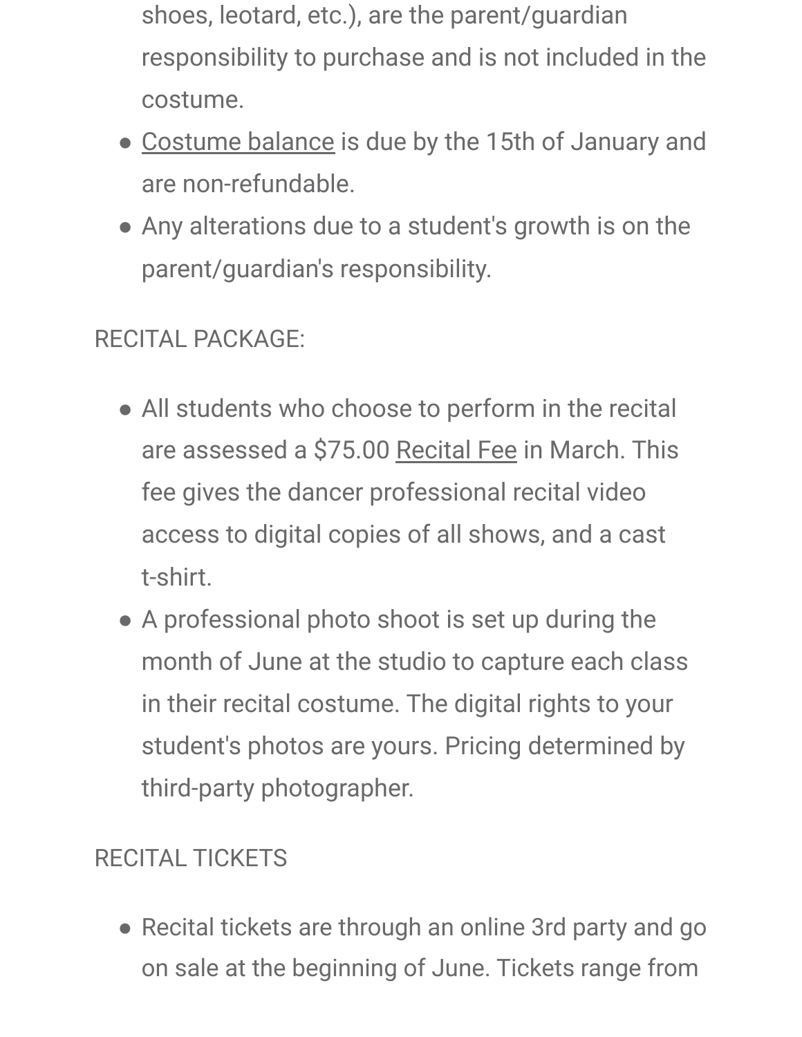shoes, leotard, etc.), are the parent/guardian responsibility to purchase and is not included in the costume.
- Costume balance is due by the 15th of January and are non-refundable.
- Any alterations due to a student's growth is on the parent/guardian's responsibility.

RECITAL PACKAGE:

- All students who choose to perform in the recital are assessed a $75.00 Recital Fee in March. This fee gives the dancer professional recital video access to digital copies of all shows, and a cast t-shirt.
- A professional photo shoot is set up during the month of June at the studio to capture each class in their recital costume. The digital rights to your student's photos are yours. Pricing determined by third-party photographer.

RECITAL TICKETS

- Recital tickets are through an online 3rd party and go on sale at the beginning of June. Tickets range from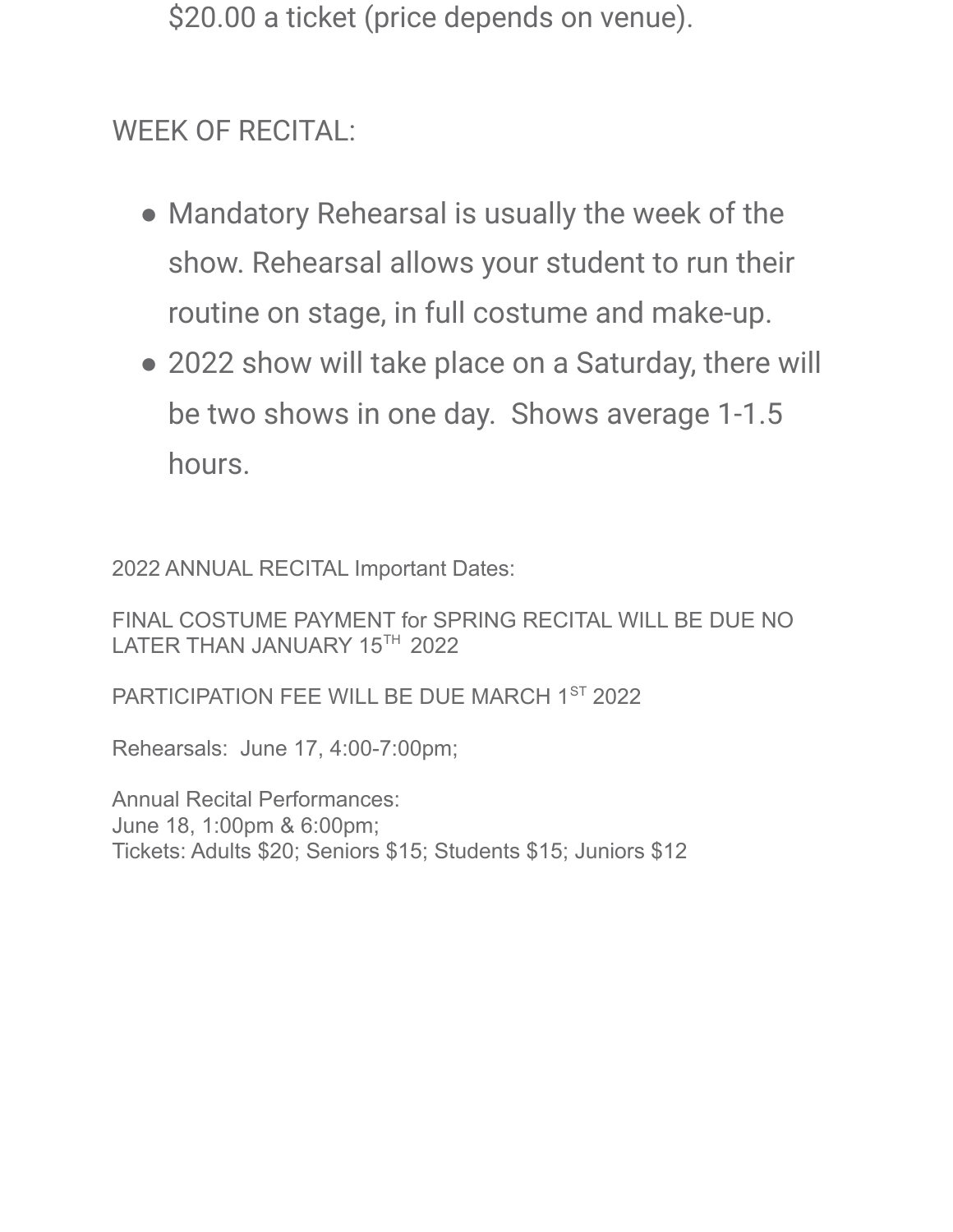$20.00 a ticket (price depends on venue).

WEEK OF RECITAL:

- Mandatory Rehearsal is usually the week of the show. Rehearsal allows your student to run their routine on stage, in full costume and make-up.
- 2022 show will take place on a Saturday, there will be two shows in one day.  Shows average 1-1.5 hours.

2022 ANNUAL RECITAL Important Dates:

FINAL COSTUME PAYMENT for SPRING RECITAL WILL BE DUE NO LATER THAN JANUARY 15TH 2022

PARTICIPATION FEE WILL BE DUE MARCH 1ST 2022

Rehearsals:  June 17, 4:00-7:00pm;

Annual Recital Performances:
June 18, 1:00pm & 6:00pm;
Tickets: Adults $20; Seniors $15; Students $15; Juniors $12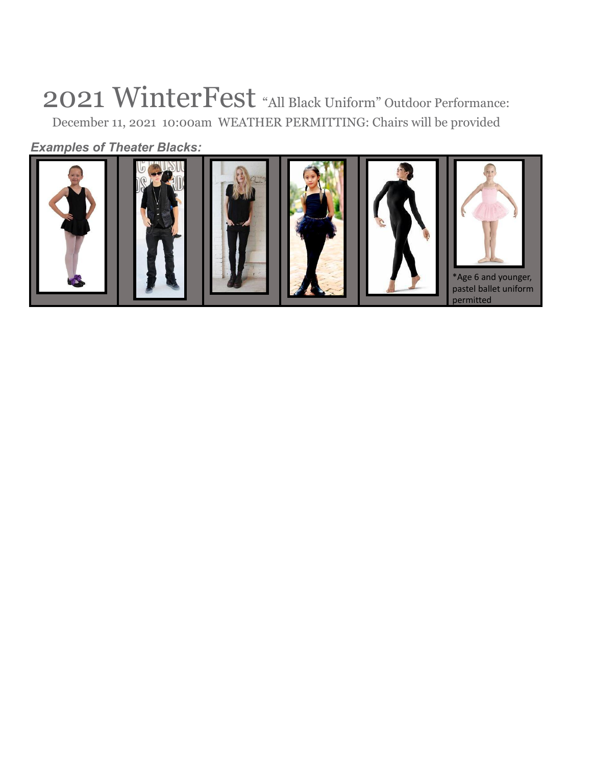# 2021 WinterFest "All Black Uniform" Outdoor Performance:

December 11, 2021 10:00am WEATHER PERMITTING: Chairs will be provided

***Examples of Theater Blacks:***

*Age 6 and younger, pastel ballet uniform permitted